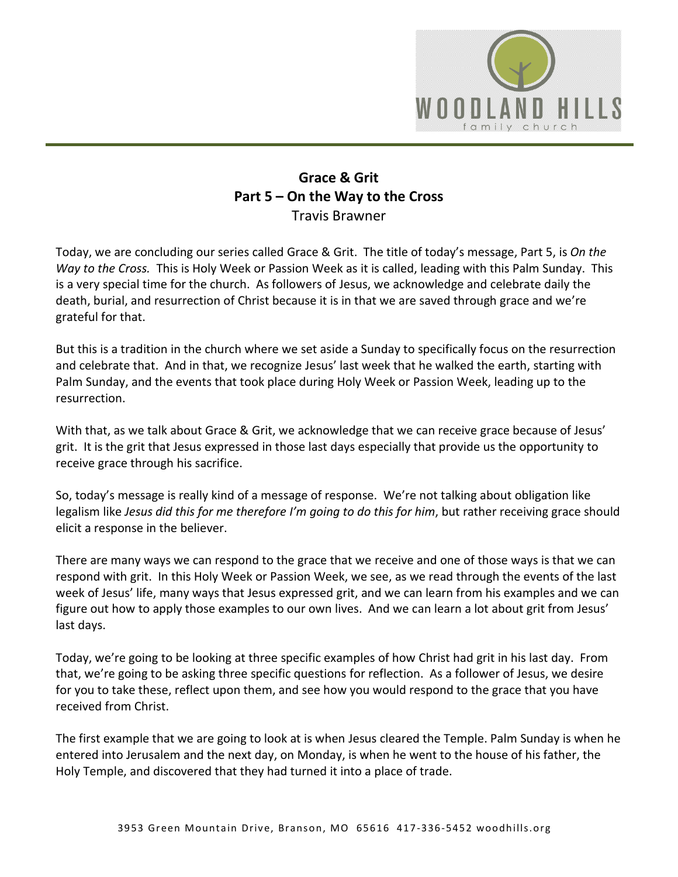# Grace & Grit
## Part 5 – On the Way to the Cross
Travis Brawner

Today, we are concluding our series called Grace & Grit. The title of today's message, Part 5, is *On the Way to the Cross.* This is Holy Week or Passion Week as it is called, leading with this Palm Sunday. This is a very special time for the church. As followers of Jesus, we acknowledge and celebrate daily the death, burial, and resurrection of Christ because it is in that we are saved through grace and we're grateful for that.

But this is a tradition in the church where we set aside a Sunday to specifically focus on the resurrection and celebrate that. And in that, we recognize Jesus' last week that he walked the earth, starting with Palm Sunday, and the events that took place during Holy Week or Passion Week, leading up to the resurrection.

With that, as we talk about Grace & Grit, we acknowledge that we can receive grace because of Jesus' grit. It is the grit that Jesus expressed in those last days especially that provide us the opportunity to receive grace through his sacrifice.

So, today's message is really kind of a message of response. We're not talking about obligation like legalism like *Jesus did this for me therefore I'm going to do this for him*, but rather receiving grace should elicit a response in the believer.

There are many ways we can respond to the grace that we receive and one of those ways is that we can respond with grit. In this Holy Week or Passion Week, we see, as we read through the events of the last week of Jesus' life, many ways that Jesus expressed grit, and we can learn from his examples and we can figure out how to apply those examples to our own lives. And we can learn a lot about grit from Jesus' last days.

Today, we're going to be looking at three specific examples of how Christ had grit in his last day. From that, we're going to be asking three specific questions for reflection. As a follower of Jesus, we desire for you to take these, reflect upon them, and see how you would respond to the grace that you have received from Christ.

The first example that we are going to look at is when Jesus cleared the Temple. Palm Sunday is when he entered into Jerusalem and the next day, on Monday, is when he went to the house of his father, the Holy Temple, and discovered that they had turned it into a place of trade.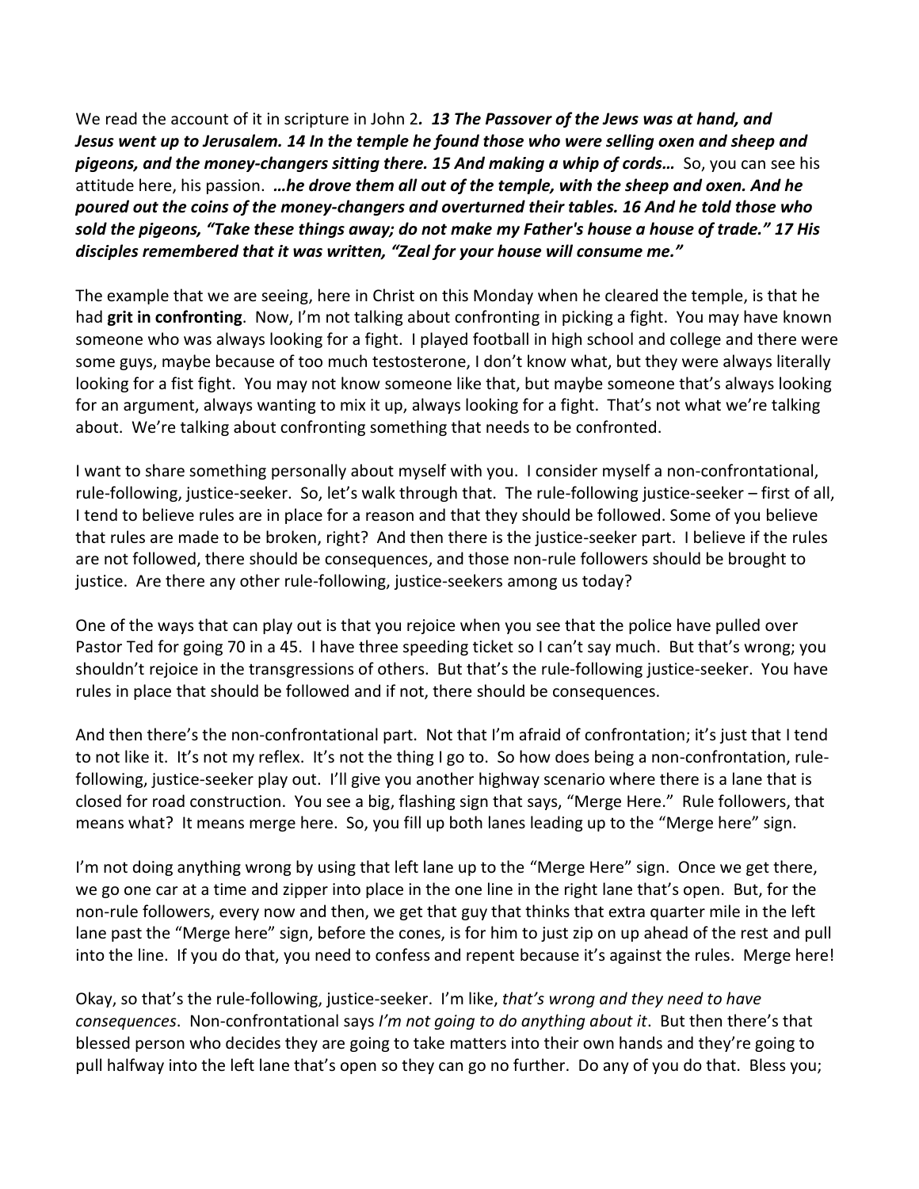We read the account of it in scripture in John 2*. **13 The Passover of the Jews was at hand, and Jesus went up to Jerusalem. 14 In the temple he found those who were selling oxen and sheep and pigeons, and the money-changers sitting there. 15 And making a whip of cords…*** So, you can see his attitude here, his passion. ***…he drove them all out of the temple, with the sheep and oxen. And he poured out the coins of the money-changers and overturned their tables. 16 And he told those who sold the pigeons, "Take these things away; do not make my Father's house a house of trade." 17 His disciples remembered that it was written, "Zeal for your house will consume me."***

The example that we are seeing, here in Christ on this Monday when he cleared the temple, is that he had **grit in confronting**. Now, I'm not talking about confronting in picking a fight. You may have known someone who was always looking for a fight. I played football in high school and college and there were some guys, maybe because of too much testosterone, I don't know what, but they were always literally looking for a fist fight. You may not know someone like that, but maybe someone that's always looking for an argument, always wanting to mix it up, always looking for a fight. That's not what we're talking about. We're talking about confronting something that needs to be confronted.

I want to share something personally about myself with you. I consider myself a non-confrontational, rule-following, justice-seeker. So, let's walk through that. The rule-following justice-seeker – first of all, I tend to believe rules are in place for a reason and that they should be followed. Some of you believe that rules are made to be broken, right? And then there is the justice-seeker part. I believe if the rules are not followed, there should be consequences, and those non-rule followers should be brought to justice. Are there any other rule-following, justice-seekers among us today?

One of the ways that can play out is that you rejoice when you see that the police have pulled over Pastor Ted for going 70 in a 45. I have three speeding ticket so I can't say much. But that's wrong; you shouldn't rejoice in the transgressions of others. But that's the rule-following justice-seeker. You have rules in place that should be followed and if not, there should be consequences.

And then there's the non-confrontational part. Not that I'm afraid of confrontation; it's just that I tend to not like it. It's not my reflex. It's not the thing I go to. So how does being a non-confrontation, rule-following, justice-seeker play out. I'll give you another highway scenario where there is a lane that is closed for road construction. You see a big, flashing sign that says, "Merge Here." Rule followers, that means what? It means merge here. So, you fill up both lanes leading up to the "Merge here" sign.

I'm not doing anything wrong by using that left lane up to the "Merge Here" sign. Once we get there, we go one car at a time and zipper into place in the one line in the right lane that's open. But, for the non-rule followers, every now and then, we get that guy that thinks that extra quarter mile in the left lane past the "Merge here" sign, before the cones, is for him to just zip on up ahead of the rest and pull into the line. If you do that, you need to confess and repent because it's against the rules. Merge here!

Okay, so that's the rule-following, justice-seeker. I'm like, *that's wrong and they need to have consequences*. Non-confrontational says *I'm not going to do anything about it*. But then there's that blessed person who decides they are going to take matters into their own hands and they're going to pull halfway into the left lane that's open so they can go no further. Do any of you do that. Bless you;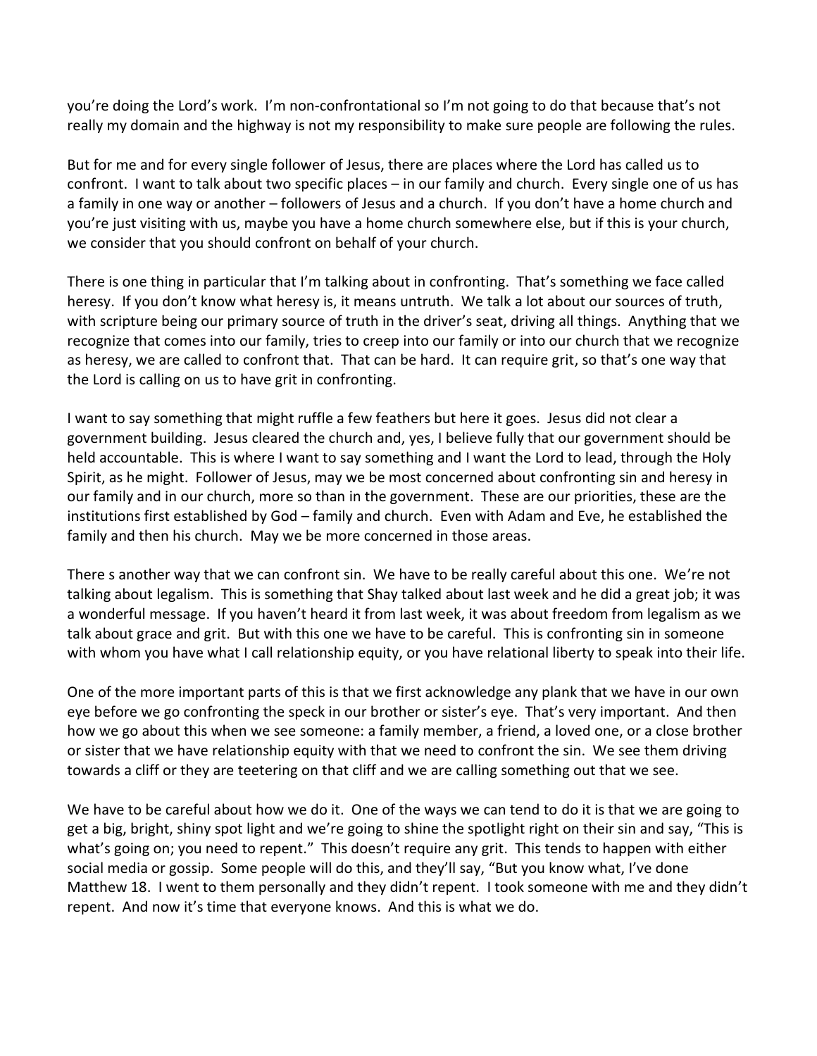you're doing the Lord's work. I'm non-confrontational so I'm not going to do that because that's not really my domain and the highway is not my responsibility to make sure people are following the rules.

But for me and for every single follower of Jesus, there are places where the Lord has called us to confront. I want to talk about two specific places – in our family and church. Every single one of us has a family in one way or another – followers of Jesus and a church. If you don't have a home church and you're just visiting with us, maybe you have a home church somewhere else, but if this is your church, we consider that you should confront on behalf of your church.

There is one thing in particular that I'm talking about in confronting. That's something we face called heresy. If you don't know what heresy is, it means untruth. We talk a lot about our sources of truth, with scripture being our primary source of truth in the driver's seat, driving all things. Anything that we recognize that comes into our family, tries to creep into our family or into our church that we recognize as heresy, we are called to confront that. That can be hard. It can require grit, so that's one way that the Lord is calling on us to have grit in confronting.

I want to say something that might ruffle a few feathers but here it goes. Jesus did not clear a government building. Jesus cleared the church and, yes, I believe fully that our government should be held accountable. This is where I want to say something and I want the Lord to lead, through the Holy Spirit, as he might. Follower of Jesus, may we be most concerned about confronting sin and heresy in our family and in our church, more so than in the government. These are our priorities, these are the institutions first established by God – family and church. Even with Adam and Eve, he established the family and then his church. May we be more concerned in those areas.

There s another way that we can confront sin. We have to be really careful about this one. We're not talking about legalism. This is something that Shay talked about last week and he did a great job; it was a wonderful message. If you haven't heard it from last week, it was about freedom from legalism as we talk about grace and grit. But with this one we have to be careful. This is confronting sin in someone with whom you have what I call relationship equity, or you have relational liberty to speak into their life.

One of the more important parts of this is that we first acknowledge any plank that we have in our own eye before we go confronting the speck in our brother or sister's eye. That's very important. And then how we go about this when we see someone: a family member, a friend, a loved one, or a close brother or sister that we have relationship equity with that we need to confront the sin. We see them driving towards a cliff or they are teetering on that cliff and we are calling something out that we see.

We have to be careful about how we do it. One of the ways we can tend to do it is that we are going to get a big, bright, shiny spot light and we're going to shine the spotlight right on their sin and say, "This is what's going on; you need to repent." This doesn't require any grit. This tends to happen with either social media or gossip. Some people will do this, and they'll say, "But you know what, I've done Matthew 18. I went to them personally and they didn't repent. I took someone with me and they didn't repent. And now it's time that everyone knows. And this is what we do.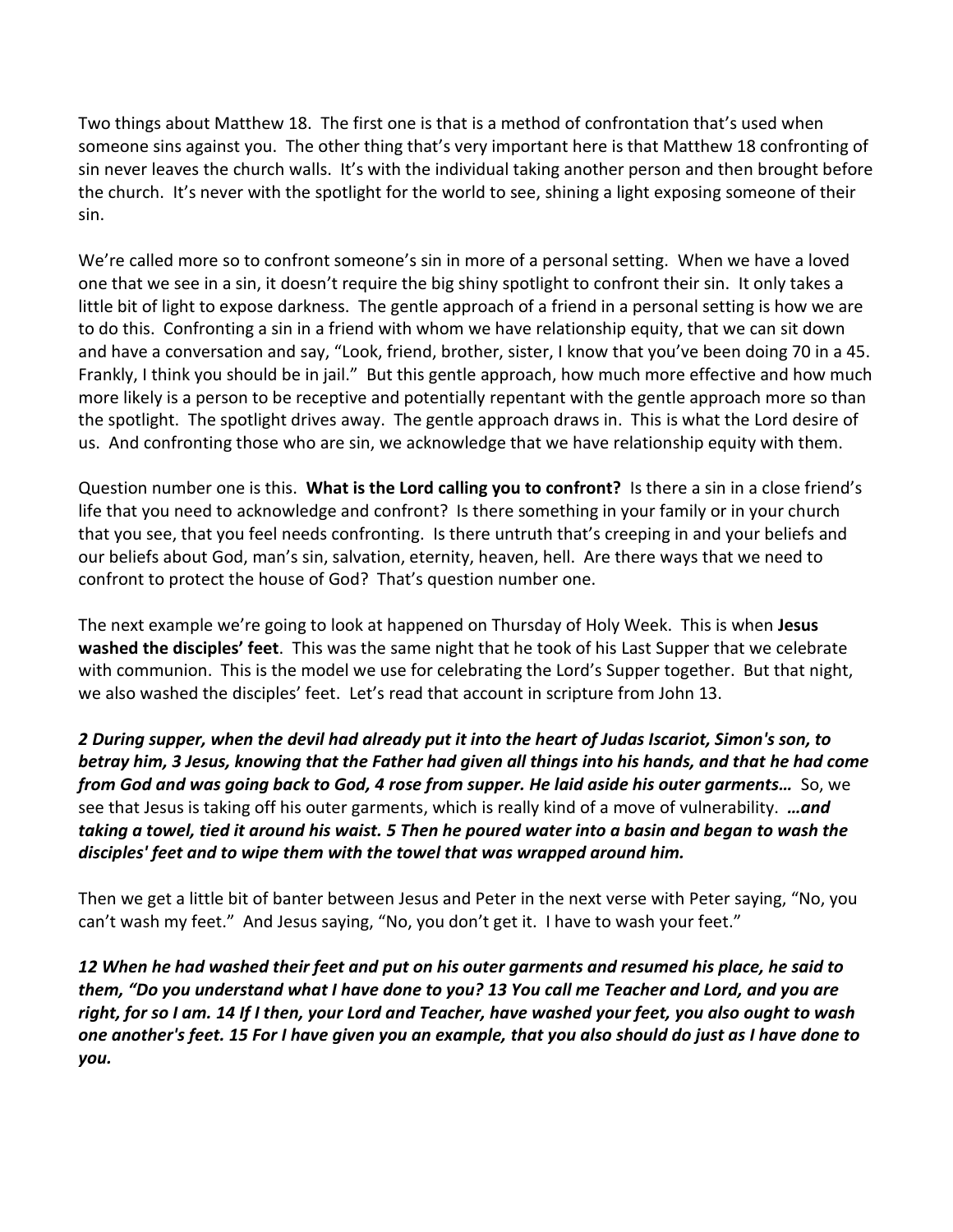Two things about Matthew 18. The first one is that is a method of confrontation that's used when someone sins against you. The other thing that's very important here is that Matthew 18 confronting of sin never leaves the church walls. It's with the individual taking another person and then brought before the church. It's never with the spotlight for the world to see, shining a light exposing someone of their sin.

We're called more so to confront someone's sin in more of a personal setting. When we have a loved one that we see in a sin, it doesn't require the big shiny spotlight to confront their sin. It only takes a little bit of light to expose darkness. The gentle approach of a friend in a personal setting is how we are to do this. Confronting a sin in a friend with whom we have relationship equity, that we can sit down and have a conversation and say, "Look, friend, brother, sister, I know that you've been doing 70 in a 45. Frankly, I think you should be in jail." But this gentle approach, how much more effective and how much more likely is a person to be receptive and potentially repentant with the gentle approach more so than the spotlight. The spotlight drives away. The gentle approach draws in. This is what the Lord desire of us. And confronting those who are sin, we acknowledge that we have relationship equity with them.

Question number one is this. **What is the Lord calling you to confront?** Is there a sin in a close friend's life that you need to acknowledge and confront? Is there something in your family or in your church that you see, that you feel needs confronting. Is there untruth that's creeping in and your beliefs and our beliefs about God, man's sin, salvation, eternity, heaven, hell. Are there ways that we need to confront to protect the house of God? That's question number one.

The next example we're going to look at happened on Thursday of Holy Week. This is when **Jesus washed the disciples' feet**. This was the same night that he took of his Last Supper that we celebrate with communion. This is the model we use for celebrating the Lord's Supper together. But that night, we also washed the disciples' feet. Let's read that account in scripture from John 13.

***2 During supper, when the devil had already put it into the heart of Judas Iscariot, Simon's son, to betray him, 3 Jesus, knowing that the Father had given all things into his hands, and that he had come from God and was going back to God, 4 rose from supper. He laid aside his outer garments…*** So, we see that Jesus is taking off his outer garments, which is really kind of a move of vulnerability. ***…and taking a towel, tied it around his waist. 5 Then he poured water into a basin and began to wash the disciples' feet and to wipe them with the towel that was wrapped around him.***

Then we get a little bit of banter between Jesus and Peter in the next verse with Peter saying, "No, you can't wash my feet." And Jesus saying, "No, you don't get it. I have to wash your feet."

***12 When he had washed their feet and put on his outer garments and resumed his place, he said to them, "Do you understand what I have done to you? 13 You call me Teacher and Lord, and you are right, for so I am. 14 If I then, your Lord and Teacher, have washed your feet, you also ought to wash one another's feet. 15 For I have given you an example, that you also should do just as I have done to you.***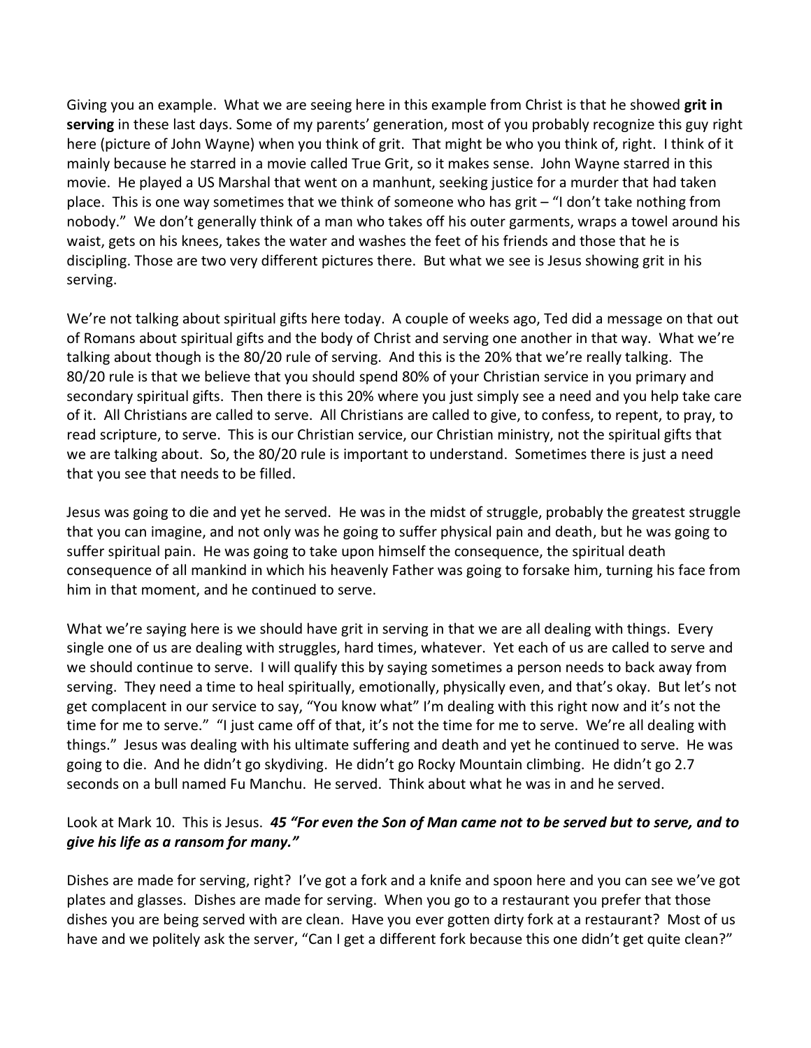Giving you an example. What we are seeing here in this example from Christ is that he showed **grit in serving** in these last days. Some of my parents' generation, most of you probably recognize this guy right here (picture of John Wayne) when you think of grit. That might be who you think of, right. I think of it mainly because he starred in a movie called True Grit, so it makes sense. John Wayne starred in this movie. He played a US Marshal that went on a manhunt, seeking justice for a murder that had taken place. This is one way sometimes that we think of someone who has grit – "I don't take nothing from nobody." We don't generally think of a man who takes off his outer garments, wraps a towel around his waist, gets on his knees, takes the water and washes the feet of his friends and those that he is discipling. Those are two very different pictures there. But what we see is Jesus showing grit in his serving.

We're not talking about spiritual gifts here today. A couple of weeks ago, Ted did a message on that out of Romans about spiritual gifts and the body of Christ and serving one another in that way. What we're talking about though is the 80/20 rule of serving. And this is the 20% that we're really talking. The 80/20 rule is that we believe that you should spend 80% of your Christian service in you primary and secondary spiritual gifts. Then there is this 20% where you just simply see a need and you help take care of it. All Christians are called to serve. All Christians are called to give, to confess, to repent, to pray, to read scripture, to serve. This is our Christian service, our Christian ministry, not the spiritual gifts that we are talking about. So, the 80/20 rule is important to understand. Sometimes there is just a need that you see that needs to be filled.

Jesus was going to die and yet he served. He was in the midst of struggle, probably the greatest struggle that you can imagine, and not only was he going to suffer physical pain and death, but he was going to suffer spiritual pain. He was going to take upon himself the consequence, the spiritual death consequence of all mankind in which his heavenly Father was going to forsake him, turning his face from him in that moment, and he continued to serve.

What we're saying here is we should have grit in serving in that we are all dealing with things. Every single one of us are dealing with struggles, hard times, whatever. Yet each of us are called to serve and we should continue to serve. I will qualify this by saying sometimes a person needs to back away from serving. They need a time to heal spiritually, emotionally, physically even, and that's okay. But let's not get complacent in our service to say, "You know what" I'm dealing with this right now and it's not the time for me to serve." "I just came off of that, it's not the time for me to serve. We're all dealing with things." Jesus was dealing with his ultimate suffering and death and yet he continued to serve. He was going to die. And he didn't go skydiving. He didn't go Rocky Mountain climbing. He didn't go 2.7 seconds on a bull named Fu Manchu. He served. Think about what he was in and he served.

Look at Mark 10. This is Jesus. ***45 "For even the Son of Man came not to be served but to serve, and to give his life as a ransom for many."***

Dishes are made for serving, right? I've got a fork and a knife and spoon here and you can see we've got plates and glasses. Dishes are made for serving. When you go to a restaurant you prefer that those dishes you are being served with are clean. Have you ever gotten dirty fork at a restaurant? Most of us have and we politely ask the server, "Can I get a different fork because this one didn't get quite clean?"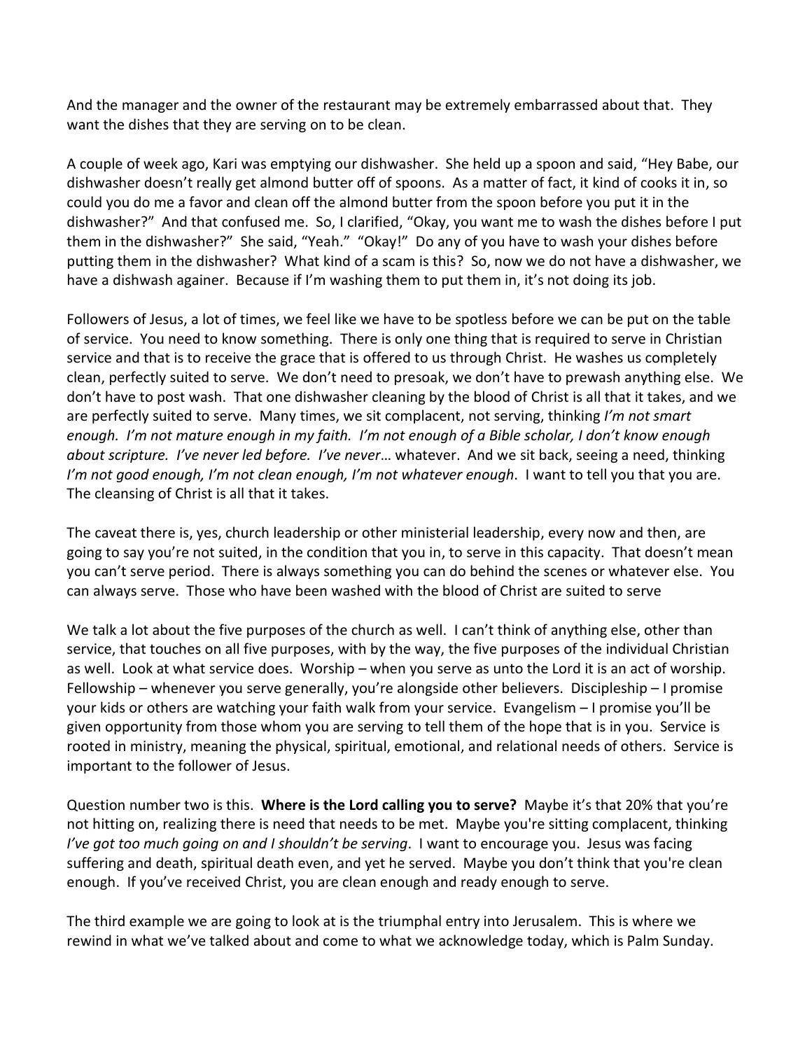And the manager and the owner of the restaurant may be extremely embarrassed about that. They want the dishes that they are serving on to be clean.

A couple of week ago, Kari was emptying our dishwasher. She held up a spoon and said, "Hey Babe, our dishwasher doesn't really get almond butter off of spoons. As a matter of fact, it kind of cooks it in, so could you do me a favor and clean off the almond butter from the spoon before you put it in the dishwasher?" And that confused me. So, I clarified, "Okay, you want me to wash the dishes before I put them in the dishwasher?" She said, "Yeah." "Okay!" Do any of you have to wash your dishes before putting them in the dishwasher? What kind of a scam is this? So, now we do not have a dishwasher, we have a dishwash againer. Because if I'm washing them to put them in, it's not doing its job.

Followers of Jesus, a lot of times, we feel like we have to be spotless before we can be put on the table of service. You need to know something. There is only one thing that is required to serve in Christian service and that is to receive the grace that is offered to us through Christ. He washes us completely clean, perfectly suited to serve. We don't need to presoak, we don't have to prewash anything else. We don't have to post wash. That one dishwasher cleaning by the blood of Christ is all that it takes, and we are perfectly suited to serve. Many times, we sit complacent, not serving, thinking *I'm not smart enough. I'm not mature enough in my faith. I'm not enough of a Bible scholar, I don't know enough about scripture. I've never led before. I've never*… whatever. And we sit back, seeing a need, thinking *I'm not good enough, I'm not clean enough, I'm not whatever enough*. I want to tell you that you are. The cleansing of Christ is all that it takes.

The caveat there is, yes, church leadership or other ministerial leadership, every now and then, are going to say you're not suited, in the condition that you in, to serve in this capacity. That doesn't mean you can't serve period. There is always something you can do behind the scenes or whatever else. You can always serve. Those who have been washed with the blood of Christ are suited to serve

We talk a lot about the five purposes of the church as well. I can't think of anything else, other than service, that touches on all five purposes, with by the way, the five purposes of the individual Christian as well. Look at what service does. Worship – when you serve as unto the Lord it is an act of worship. Fellowship – whenever you serve generally, you're alongside other believers. Discipleship – I promise your kids or others are watching your faith walk from your service. Evangelism – I promise you'll be given opportunity from those whom you are serving to tell them of the hope that is in you. Service is rooted in ministry, meaning the physical, spiritual, emotional, and relational needs of others. Service is important to the follower of Jesus.

Question number two is this. **Where is the Lord calling you to serve?** Maybe it's that 20% that you're not hitting on, realizing there is need that needs to be met. Maybe you're sitting complacent, thinking *I've got too much going on and I shouldn't be serving*. I want to encourage you. Jesus was facing suffering and death, spiritual death even, and yet he served. Maybe you don't think that you're clean enough. If you've received Christ, you are clean enough and ready enough to serve.

The third example we are going to look at is the triumphal entry into Jerusalem. This is where we rewind in what we've talked about and come to what we acknowledge today, which is Palm Sunday.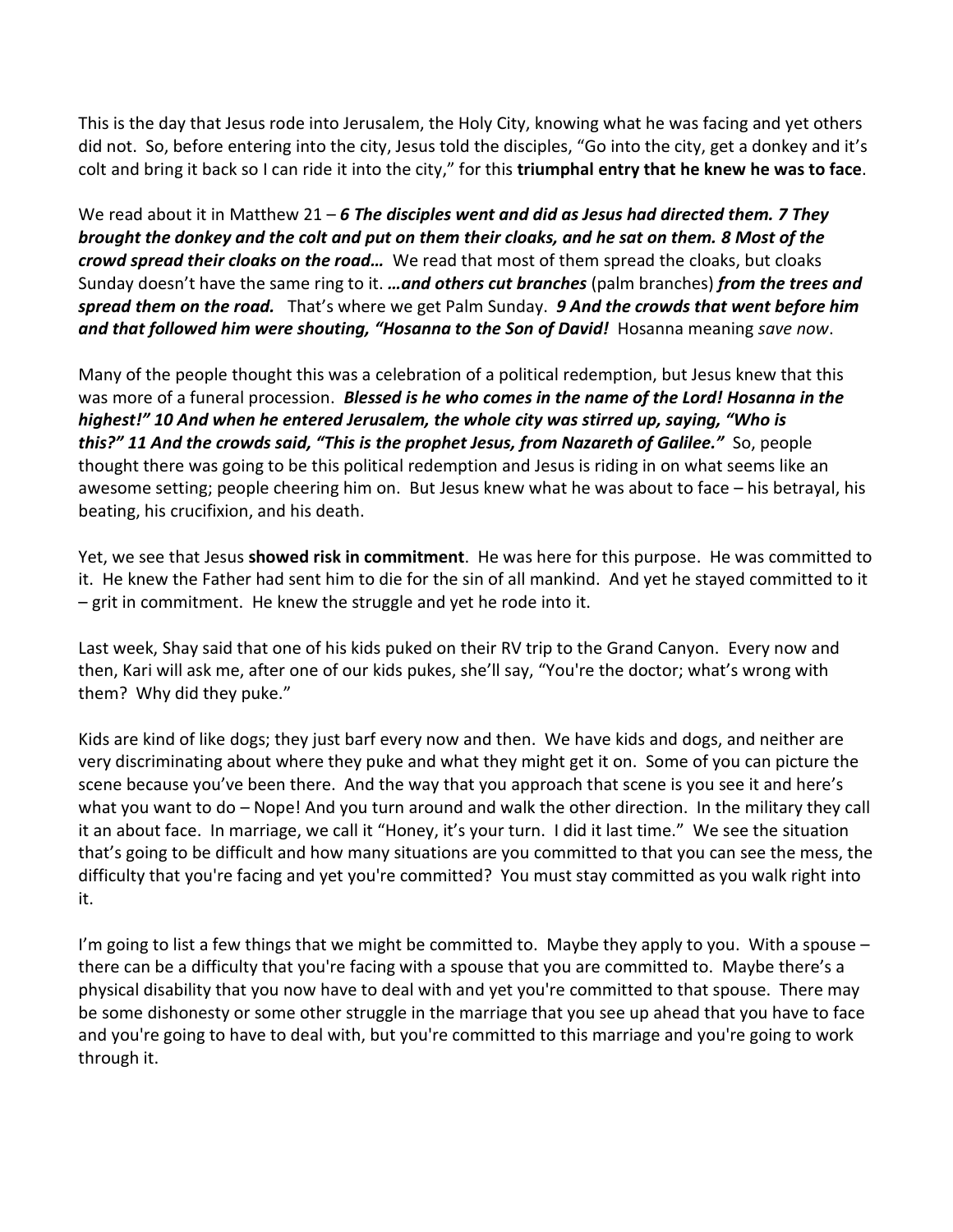This is the day that Jesus rode into Jerusalem, the Holy City, knowing what he was facing and yet others did not. So, before entering into the city, Jesus told the disciples, "Go into the city, get a donkey and it's colt and bring it back so I can ride it into the city," for this **triumphal entry that he knew he was to face**.

We read about it in Matthew 21 – ***6 The disciples went and did as Jesus had directed them. 7 They brought the donkey and the colt and put on them their cloaks, and he sat on them. 8 Most of the crowd spread their cloaks on the road…*** We read that most of them spread the cloaks, but cloaks Sunday doesn't have the same ring to it. ***…and others cut branches*** (palm branches) ***from the trees and spread them on the road.*** That's where we get Palm Sunday. ***9 And the crowds that went before him and that followed him were shouting, "Hosanna to the Son of David!*** Hosanna meaning *save now*.

Many of the people thought this was a celebration of a political redemption, but Jesus knew that this was more of a funeral procession. ***Blessed is he who comes in the name of the Lord! Hosanna in the highest!" 10 And when he entered Jerusalem, the whole city was stirred up, saying, "Who is this?" 11 And the crowds said, "This is the prophet Jesus, from Nazareth of Galilee."*** So, people thought there was going to be this political redemption and Jesus is riding in on what seems like an awesome setting; people cheering him on. But Jesus knew what he was about to face – his betrayal, his beating, his crucifixion, and his death.

Yet, we see that Jesus **showed risk in commitment**. He was here for this purpose. He was committed to it. He knew the Father had sent him to die for the sin of all mankind. And yet he stayed committed to it – grit in commitment. He knew the struggle and yet he rode into it.

Last week, Shay said that one of his kids puked on their RV trip to the Grand Canyon. Every now and then, Kari will ask me, after one of our kids pukes, she'll say, "You're the doctor; what's wrong with them? Why did they puke."

Kids are kind of like dogs; they just barf every now and then. We have kids and dogs, and neither are very discriminating about where they puke and what they might get it on. Some of you can picture the scene because you've been there. And the way that you approach that scene is you see it and here's what you want to do – Nope! And you turn around and walk the other direction. In the military they call it an about face. In marriage, we call it "Honey, it's your turn. I did it last time." We see the situation that's going to be difficult and how many situations are you committed to that you can see the mess, the difficulty that you're facing and yet you're committed? You must stay committed as you walk right into it.

I'm going to list a few things that we might be committed to. Maybe they apply to you. With a spouse – there can be a difficulty that you're facing with a spouse that you are committed to. Maybe there's a physical disability that you now have to deal with and yet you're committed to that spouse. There may be some dishonesty or some other struggle in the marriage that you see up ahead that you have to face and you're going to have to deal with, but you're committed to this marriage and you're going to work through it.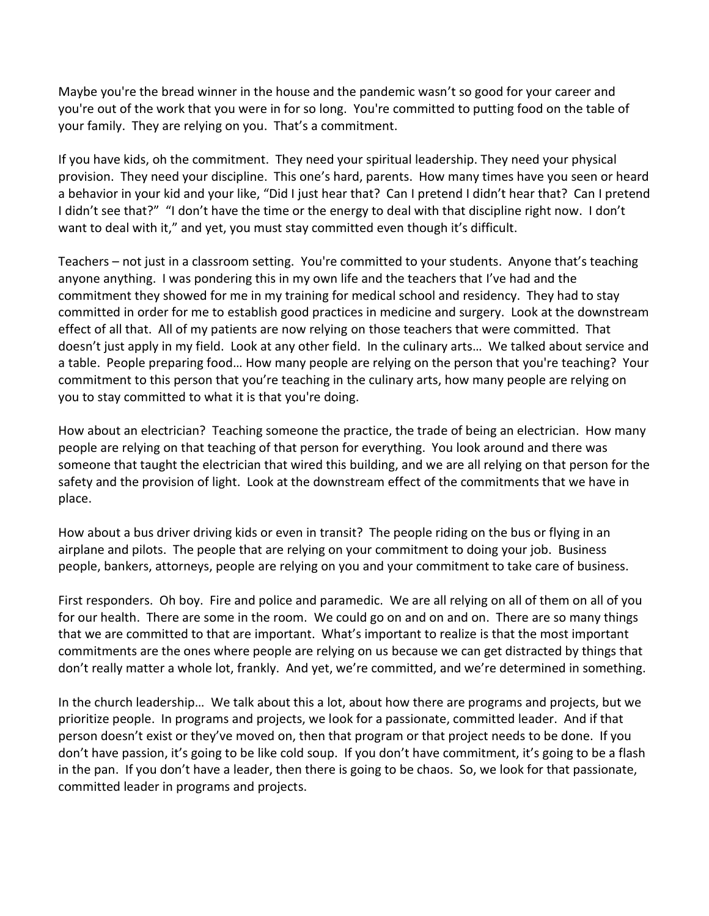Maybe you're the bread winner in the house and the pandemic wasn't so good for your career and you're out of the work that you were in for so long. You're committed to putting food on the table of your family. They are relying on you. That's a commitment.

If you have kids, oh the commitment. They need your spiritual leadership. They need your physical provision. They need your discipline. This one's hard, parents. How many times have you seen or heard a behavior in your kid and your like, "Did I just hear that? Can I pretend I didn't hear that? Can I pretend I didn't see that?" "I don't have the time or the energy to deal with that discipline right now. I don't want to deal with it," and yet, you must stay committed even though it's difficult.

Teachers – not just in a classroom setting. You're committed to your students. Anyone that's teaching anyone anything. I was pondering this in my own life and the teachers that I've had and the commitment they showed for me in my training for medical school and residency. They had to stay committed in order for me to establish good practices in medicine and surgery. Look at the downstream effect of all that. All of my patients are now relying on those teachers that were committed. That doesn't just apply in my field. Look at any other field. In the culinary arts… We talked about service and a table. People preparing food… How many people are relying on the person that you're teaching? Your commitment to this person that you're teaching in the culinary arts, how many people are relying on you to stay committed to what it is that you're doing.

How about an electrician? Teaching someone the practice, the trade of being an electrician. How many people are relying on that teaching of that person for everything. You look around and there was someone that taught the electrician that wired this building, and we are all relying on that person for the safety and the provision of light. Look at the downstream effect of the commitments that we have in place.

How about a bus driver driving kids or even in transit? The people riding on the bus or flying in an airplane and pilots. The people that are relying on your commitment to doing your job. Business people, bankers, attorneys, people are relying on you and your commitment to take care of business.

First responders. Oh boy. Fire and police and paramedic. We are all relying on all of them on all of you for our health. There are some in the room. We could go on and on and on. There are so many things that we are committed to that are important. What's important to realize is that the most important commitments are the ones where people are relying on us because we can get distracted by things that don't really matter a whole lot, frankly. And yet, we're committed, and we're determined in something.

In the church leadership… We talk about this a lot, about how there are programs and projects, but we prioritize people. In programs and projects, we look for a passionate, committed leader. And if that person doesn't exist or they've moved on, then that program or that project needs to be done. If you don't have passion, it's going to be like cold soup. If you don't have commitment, it's going to be a flash in the pan. If you don't have a leader, then there is going to be chaos. So, we look for that passionate, committed leader in programs and projects.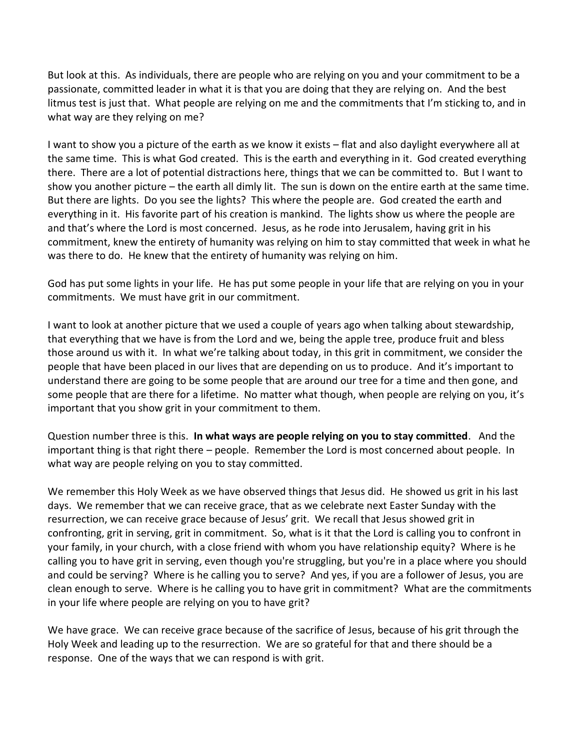But look at this. As individuals, there are people who are relying on you and your commitment to be a passionate, committed leader in what it is that you are doing that they are relying on. And the best litmus test is just that. What people are relying on me and the commitments that I'm sticking to, and in what way are they relying on me?

I want to show you a picture of the earth as we know it exists – flat and also daylight everywhere all at the same time. This is what God created. This is the earth and everything in it. God created everything there. There are a lot of potential distractions here, things that we can be committed to. But I want to show you another picture – the earth all dimly lit. The sun is down on the entire earth at the same time. But there are lights. Do you see the lights? This where the people are. God created the earth and everything in it. His favorite part of his creation is mankind. The lights show us where the people are and that's where the Lord is most concerned. Jesus, as he rode into Jerusalem, having grit in his commitment, knew the entirety of humanity was relying on him to stay committed that week in what he was there to do. He knew that the entirety of humanity was relying on him.

God has put some lights in your life. He has put some people in your life that are relying on you in your commitments. We must have grit in our commitment.

I want to look at another picture that we used a couple of years ago when talking about stewardship, that everything that we have is from the Lord and we, being the apple tree, produce fruit and bless those around us with it. In what we're talking about today, in this grit in commitment, we consider the people that have been placed in our lives that are depending on us to produce. And it's important to understand there are going to be some people that are around our tree for a time and then gone, and some people that are there for a lifetime. No matter what though, when people are relying on you, it's important that you show grit in your commitment to them.

Question number three is this. **In what ways are people relying on you to stay committed**. And the important thing is that right there – people. Remember the Lord is most concerned about people. In what way are people relying on you to stay committed.

We remember this Holy Week as we have observed things that Jesus did. He showed us grit in his last days. We remember that we can receive grace, that as we celebrate next Easter Sunday with the resurrection, we can receive grace because of Jesus' grit. We recall that Jesus showed grit in confronting, grit in serving, grit in commitment. So, what is it that the Lord is calling you to confront in your family, in your church, with a close friend with whom you have relationship equity? Where is he calling you to have grit in serving, even though you're struggling, but you're in a place where you should and could be serving? Where is he calling you to serve? And yes, if you are a follower of Jesus, you are clean enough to serve. Where is he calling you to have grit in commitment? What are the commitments in your life where people are relying on you to have grit?

We have grace. We can receive grace because of the sacrifice of Jesus, because of his grit through the Holy Week and leading up to the resurrection. We are so grateful for that and there should be a response. One of the ways that we can respond is with grit.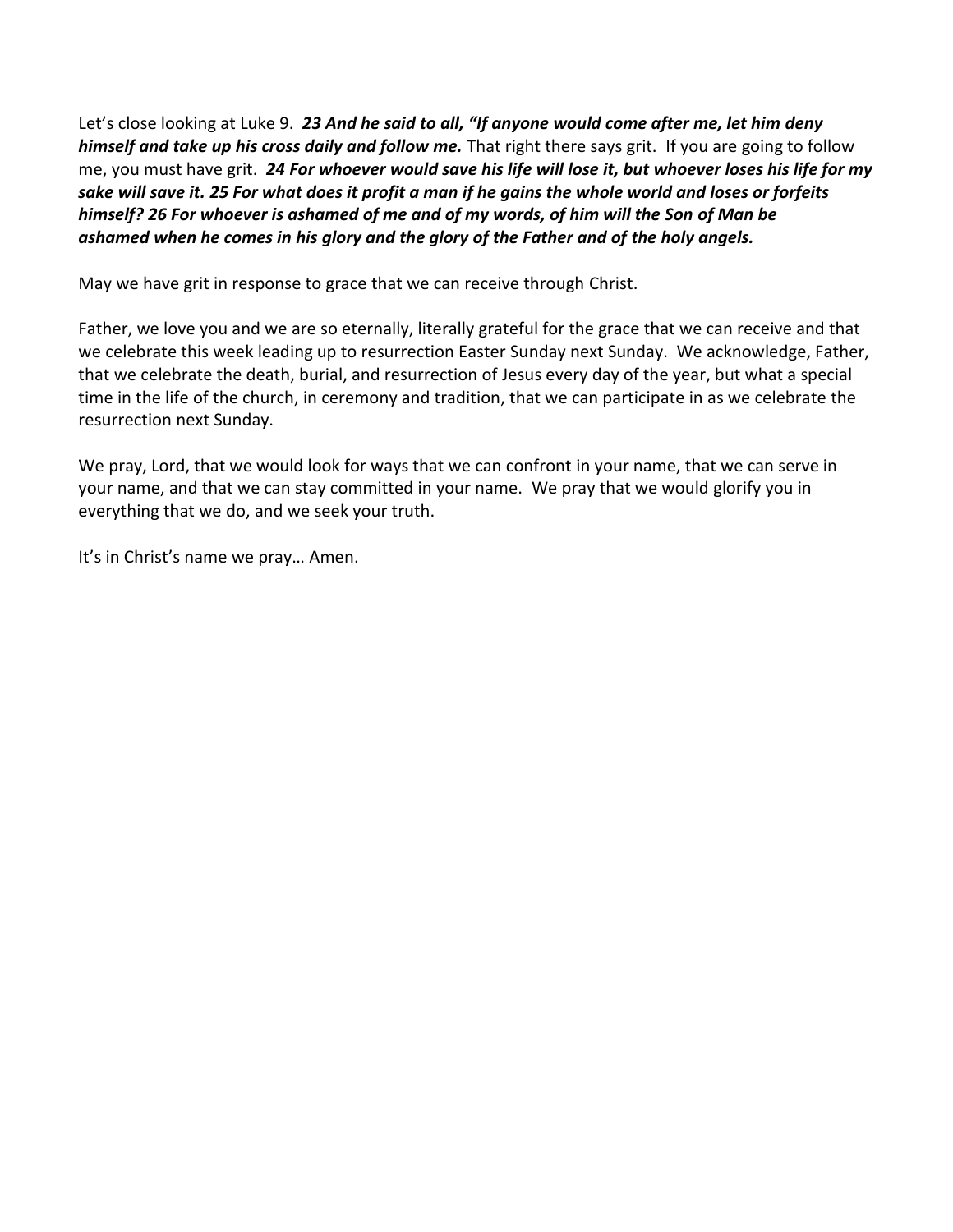Let's close looking at Luke 9. ***23 And he said to all, "If anyone would come after me, let him deny himself and take up his cross daily and follow me.*** That right there says grit. If you are going to follow me, you must have grit. ***24 For whoever would save his life will lose it, but whoever loses his life for my sake will save it. 25 For what does it profit a man if he gains the whole world and loses or forfeits himself? 26 For whoever is ashamed of me and of my words, of him will the Son of Man be ashamed when he comes in his glory and the glory of the Father and of the holy angels.***

May we have grit in response to grace that we can receive through Christ.

Father, we love you and we are so eternally, literally grateful for the grace that we can receive and that we celebrate this week leading up to resurrection Easter Sunday next Sunday. We acknowledge, Father, that we celebrate the death, burial, and resurrection of Jesus every day of the year, but what a special time in the life of the church, in ceremony and tradition, that we can participate in as we celebrate the resurrection next Sunday.

We pray, Lord, that we would look for ways that we can confront in your name, that we can serve in your name, and that we can stay committed in your name. We pray that we would glorify you in everything that we do, and we seek your truth.

It's in Christ's name we pray… Amen.